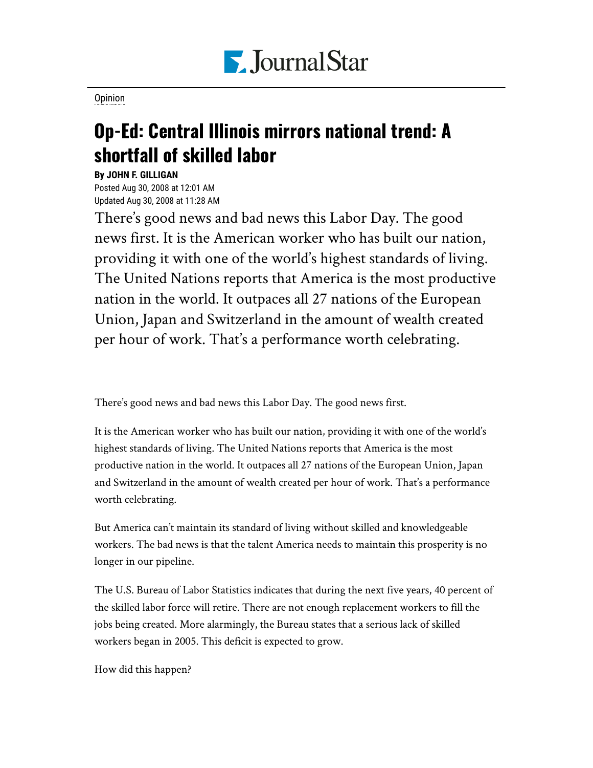Journal Star

Opinion

# Op-Ed: Central Illinois mirrors national trend: A shortfall of skilled labor

**By JOHN F. GILLIGAN**

Posted Aug 30, 2008 at 12:01 AM
Updated Aug 30, 2008 at 11:28 AM

There's good news and bad news this Labor Day. The good news first. It is the American worker who has built our nation, providing it with one of the world's highest standards of living. The United Nations reports that America is the most productive nation in the world. It outpaces all 27 nations of the European Union, Japan and Switzerland in the amount of wealth created per hour of work. That's a performance worth celebrating.

There's good news and bad news this Labor Day. The good news first.

It is the American worker who has built our nation, providing it with one of the world's highest standards of living. The United Nations reports that America is the most productive nation in the world. It outpaces all 27 nations of the European Union, Japan and Switzerland in the amount of wealth created per hour of work. That's a performance worth celebrating.

But America can't maintain its standard of living without skilled and knowledgeable workers. The bad news is that the talent America needs to maintain this prosperity is no longer in our pipeline.

The U.S. Bureau of Labor Statistics indicates that during the next five years, 40 percent of the skilled labor force will retire. There are not enough replacement workers to fill the jobs being created. More alarmingly, the Bureau states that a serious lack of skilled workers began in 2005. This deficit is expected to grow.

How did this happen?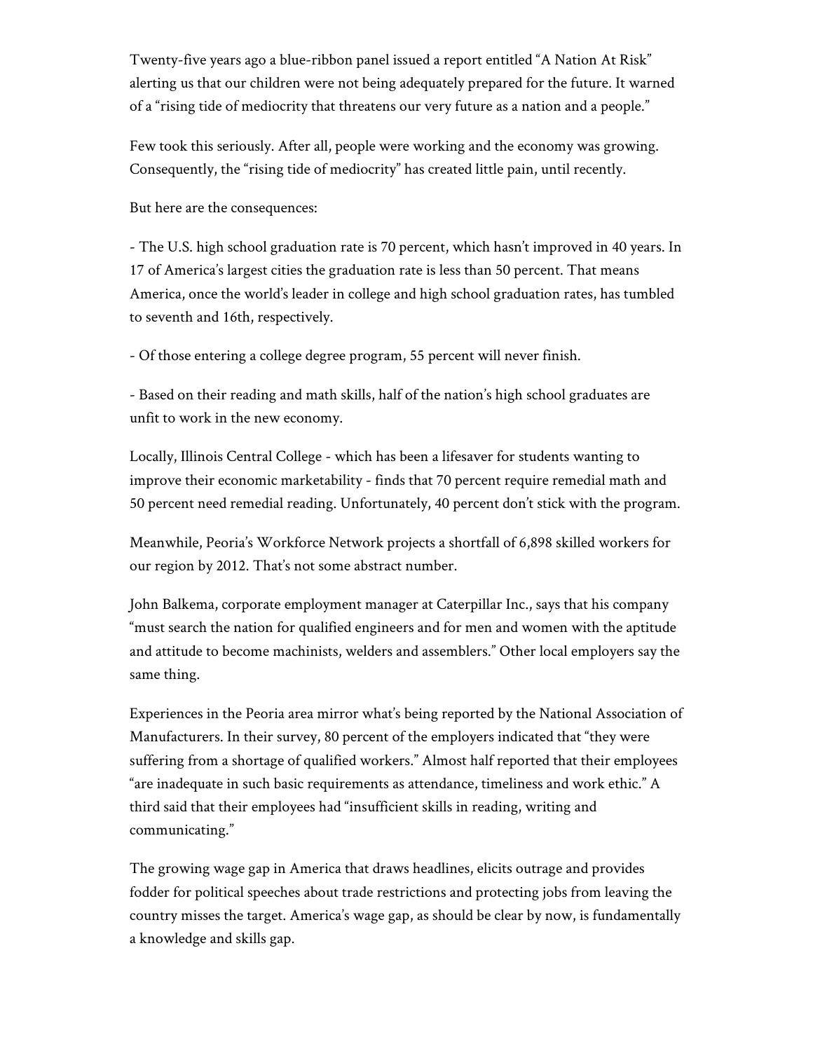Twenty-five years ago a blue-ribbon panel issued a report entitled "A Nation At Risk" alerting us that our children were not being adequately prepared for the future. It warned of a "rising tide of mediocrity that threatens our very future as a nation and a people."

Few took this seriously. After all, people were working and the economy was growing. Consequently, the "rising tide of mediocrity" has created little pain, until recently.

But here are the consequences:

- The U.S. high school graduation rate is 70 percent, which hasn't improved in 40 years. In 17 of America's largest cities the graduation rate is less than 50 percent. That means America, once the world's leader in college and high school graduation rates, has tumbled to seventh and 16th, respectively.

- Of those entering a college degree program, 55 percent will never finish.

- Based on their reading and math skills, half of the nation's high school graduates are unfit to work in the new economy.

Locally, Illinois Central College - which has been a lifesaver for students wanting to improve their economic marketability - finds that 70 percent require remedial math and 50 percent need remedial reading. Unfortunately, 40 percent don't stick with the program.

Meanwhile, Peoria's Workforce Network projects a shortfall of 6,898 skilled workers for our region by 2012. That's not some abstract number.

John Balkema, corporate employment manager at Caterpillar Inc., says that his company "must search the nation for qualified engineers and for men and women with the aptitude and attitude to become machinists, welders and assemblers." Other local employers say the same thing.

Experiences in the Peoria area mirror what's being reported by the National Association of Manufacturers. In their survey, 80 percent of the employers indicated that "they were suffering from a shortage of qualified workers." Almost half reported that their employees "are inadequate in such basic requirements as attendance, timeliness and work ethic." A third said that their employees had "insufficient skills in reading, writing and communicating."

The growing wage gap in America that draws headlines, elicits outrage and provides fodder for political speeches about trade restrictions and protecting jobs from leaving the country misses the target. America's wage gap, as should be clear by now, is fundamentally a knowledge and skills gap.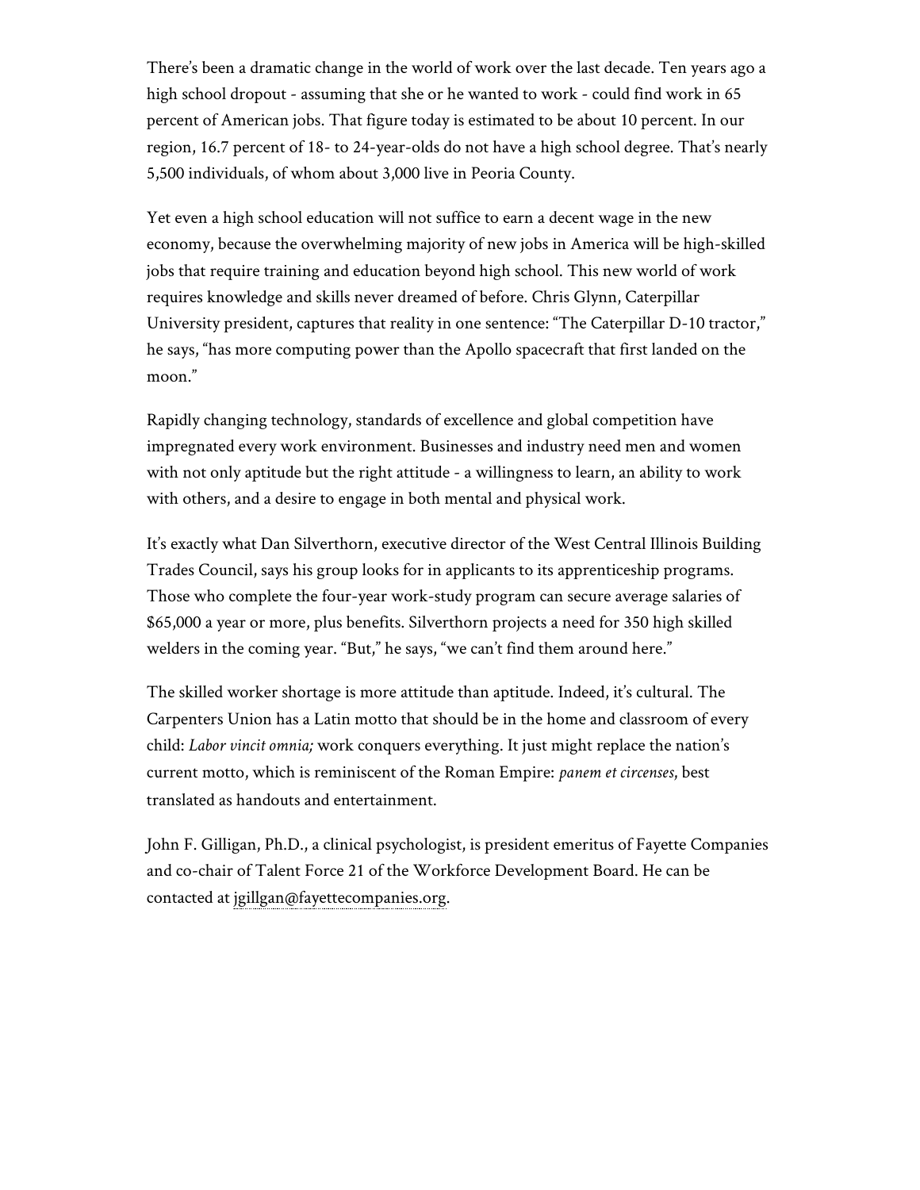There's been a dramatic change in the world of work over the last decade. Ten years ago a high school dropout - assuming that she or he wanted to work - could find work in 65 percent of American jobs. That figure today is estimated to be about 10 percent. In our region, 16.7 percent of 18- to 24-year-olds do not have a high school degree. That's nearly 5,500 individuals, of whom about 3,000 live in Peoria County.

Yet even a high school education will not suffice to earn a decent wage in the new economy, because the overwhelming majority of new jobs in America will be high-skilled jobs that require training and education beyond high school. This new world of work requires knowledge and skills never dreamed of before. Chris Glynn, Caterpillar University president, captures that reality in one sentence: "The Caterpillar D-10 tractor," he says, "has more computing power than the Apollo spacecraft that first landed on the moon."

Rapidly changing technology, standards of excellence and global competition have impregnated every work environment. Businesses and industry need men and women with not only aptitude but the right attitude - a willingness to learn, an ability to work with others, and a desire to engage in both mental and physical work.

It's exactly what Dan Silverthorn, executive director of the West Central Illinois Building Trades Council, says his group looks for in applicants to its apprenticeship programs. Those who complete the four-year work-study program can secure average salaries of $65,000 a year or more, plus benefits. Silverthorn projects a need for 350 high skilled welders in the coming year. "But," he says, "we can't find them around here."

The skilled worker shortage is more attitude than aptitude. Indeed, it's cultural. The Carpenters Union has a Latin motto that should be in the home and classroom of every child: *Labor vincit omnia;* work conquers everything. It just might replace the nation's current motto, which is reminiscent of the Roman Empire: *panem et circenses*, best translated as handouts and entertainment.

John F. Gilligan, Ph.D., a clinical psychologist, is president emeritus of Fayette Companies and co-chair of Talent Force 21 of the Workforce Development Board. He can be contacted at jgillgan@fayettecompanies.org.